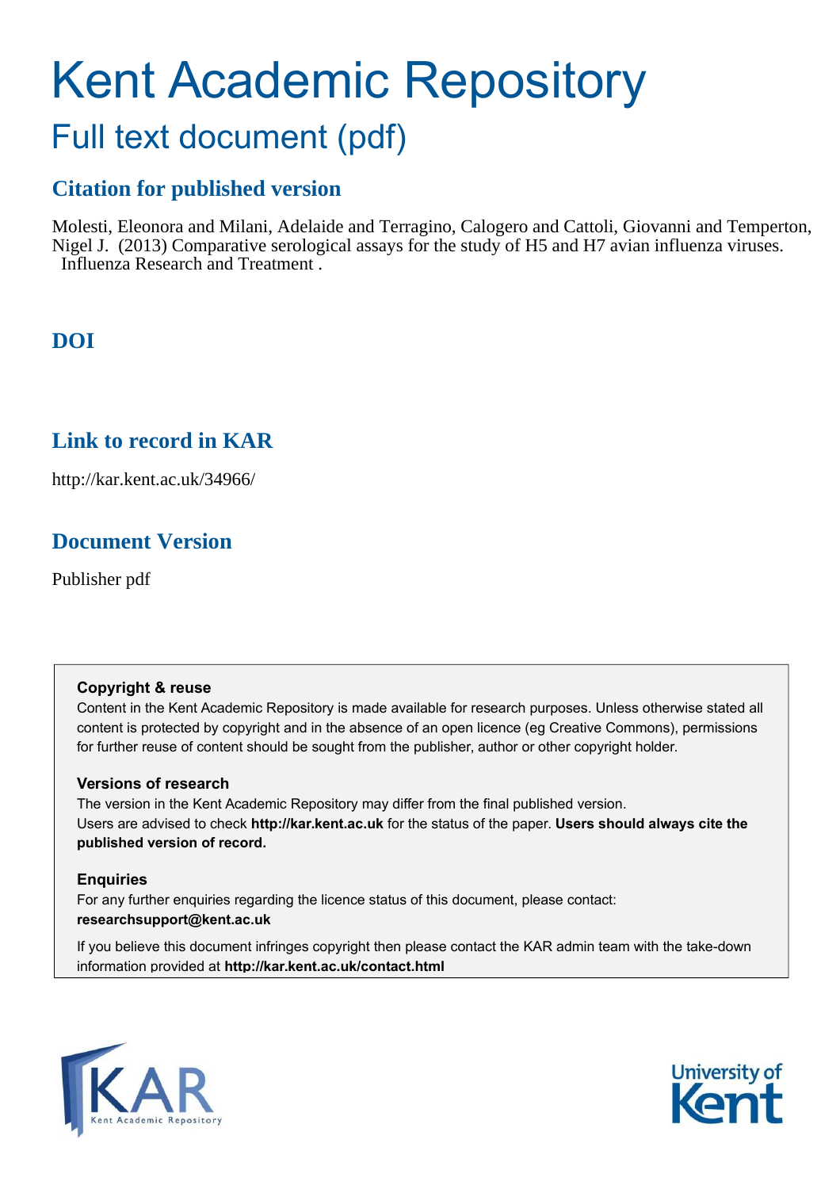# Kent Academic Repository

## Full text document (pdf)

### Citation for published version

Molesti, Eleonora and Milani, Adelaide and Terragino, Calogero and Cattoli, Giovanni and Temperton, Nigel J. (2013) Comparative serological assays for the study of H5 and H7 avian influenza viruses. Influenza Research and Treatment .

### DOI

### Link to record in KAR

http://kar.kent.ac.uk/34966/

### Document Version

Publisher pdf

**Copyright & reuse**

Content in the Kent Academic Repository is made available for research purposes. Unless otherwise stated all content is protected by copyright and in the absence of an open licence (eg Creative Commons), permissions for further reuse of content should be sought from the publisher, author or other copyright holder.

**Versions of research**

The version in the Kent Academic Repository may differ from the final published version. Users are advised to check **http://kar.kent.ac.uk** for the status of the paper. **Users should always cite the published version of record.**

**Enquiries**

For any further enquiries regarding the licence status of this document, please contact: **researchsupport@kent.ac.uk**

If you believe this document infringes copyright then please contact the KAR admin team with the take-down information provided at **http://kar.kent.ac.uk/contact.html**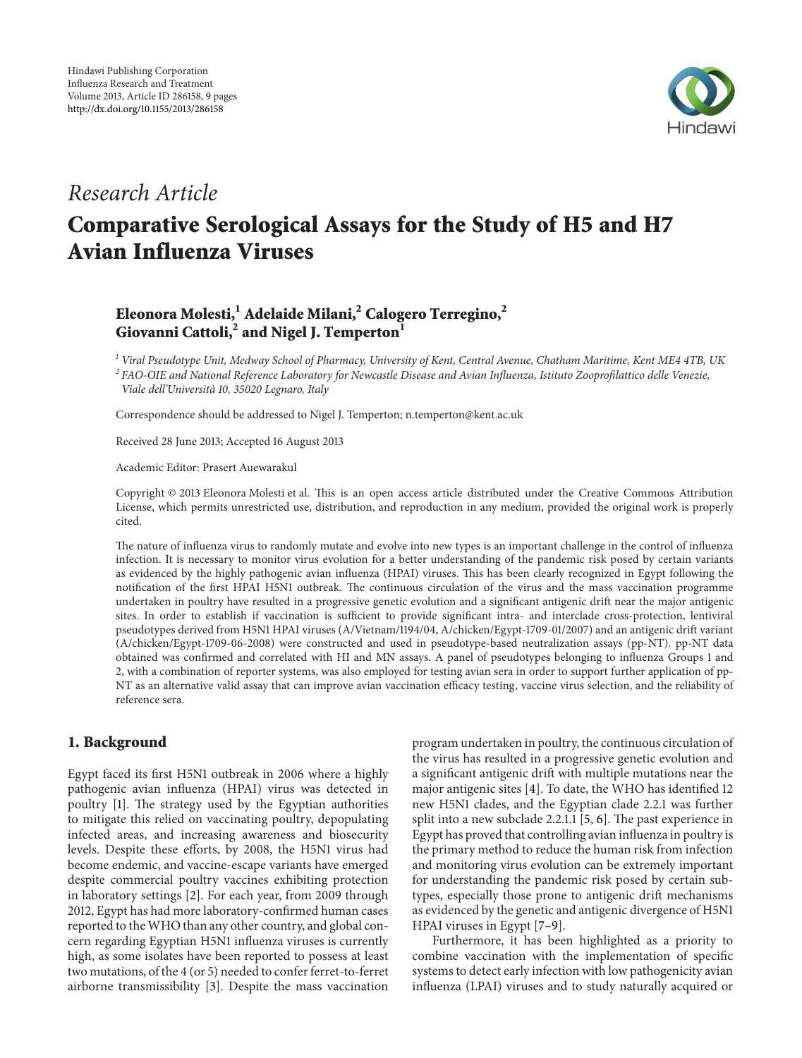# Research Article

# Comparative Serological Assays for the Study of H5 and H7 Avian Influenza Viruses

**Eleonora Molesti,[1] Adelaide Milani,[2] Calogero Terregino,[2] Giovanni Cattoli,[2] and Nigel J. Temperton[1]**

[1] *Viral Pseudotype Unit, Medway School of Pharmacy, University of Kent, Central Avenue, Chatham Maritime, Kent ME4 4TB, UK*
[2] *FAO-OIE and National Reference Laboratory for Newcastle Disease and Avian Influenza, Istituto Zooprofilattico delle Venezie, Viale dell'Università 10, 35020 Legnaro, Italy*

Correspondence should be addressed to Nigel J. Temperton; n.temperton@kent.ac.uk

Received 28 June 2013; Accepted 16 August 2013

Academic Editor: Prasert Auewarakul

Copyright © 2013 Eleonora Molesti et al. This is an open access article distributed under the Creative Commons Attribution License, which permits unrestricted use, distribution, and reproduction in any medium, provided the original work is properly cited.

The nature of influenza virus to randomly mutate and evolve into new types is an important challenge in the control of influenza infection. It is necessary to monitor virus evolution for a better understanding of the pandemic risk posed by certain variants as evidenced by the highly pathogenic avian influenza (HPAI) viruses. This has been clearly recognized in Egypt following the notification of the first HPAI H5N1 outbreak. The continuous circulation of the virus and the mass vaccination programme undertaken in poultry have resulted in a progressive genetic evolution and a significant antigenic drift near the major antigenic sites. In order to establish if vaccination is sufficient to provide significant intra- and interclade cross-protection, lentiviral pseudotypes derived from H5N1 HPAI viruses (A/Vietnam/1194/04, A/chicken/Egypt-1709-01/2007) and an antigenic drift variant (A/chicken/Egypt-1709-06-2008) were constructed and used in pseudotype-based neutralization assays (pp-NT). pp-NT data obtained was confirmed and correlated with HI and MN assays. A panel of pseudotypes belonging to influenza Groups 1 and 2, with a combination of reporter systems, was also employed for testing avian sera in order to support further application of pp-NT as an alternative valid assay that can improve avian vaccination efficacy testing, vaccine virus selection, and the reliability of reference sera.

## 1. Background

Egypt faced its first H5N1 outbreak in 2006 where a highly pathogenic avian influenza (HPAI) virus was detected in poultry [1]. The strategy used by the Egyptian authorities to mitigate this relied on vaccinating poultry, depopulating infected areas, and increasing awareness and biosecurity levels. Despite these efforts, by 2008, the H5N1 virus had become endemic, and vaccine-escape variants have emerged despite commercial poultry vaccines exhibiting protection in laboratory settings [2]. For each year, from 2009 through 2012, Egypt has had more laboratory-confirmed human cases reported to the WHO than any other country, and global concern regarding Egyptian H5N1 influenza viruses is currently high, as some isolates have been reported to possess at least two mutations, of the 4 (or 5) needed to confer ferret-to-ferret airborne transmissibility [3]. Despite the mass vaccination program undertaken in poultry, the continuous circulation of the virus has resulted in a progressive genetic evolution and a significant antigenic drift with multiple mutations near the major antigenic sites [4]. To date, the WHO has identified 12 new H5N1 clades, and the Egyptian clade 2.2.1 was further split into a new subclade 2.2.1.1 [5, 6]. The past experience in Egypt has proved that controlling avian influenza in poultry is the primary method to reduce the human risk from infection and monitoring virus evolution can be extremely important for understanding the pandemic risk posed by certain subtypes, especially those prone to antigenic drift mechanisms as evidenced by the genetic and antigenic divergence of H5N1 HPAI viruses in Egypt [7–9].

Furthermore, it has been highlighted as a priority to combine vaccination with the implementation of specific systems to detect early infection with low pathogenicity avian influenza (LPAI) viruses and to study naturally acquired or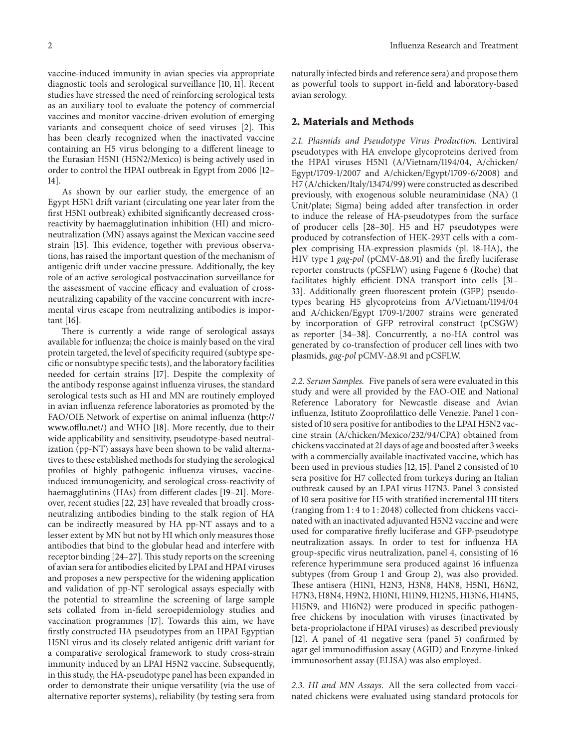vaccine-induced immunity in avian species via appropriate diagnostic tools and serological surveillance [10, 11]. Recent studies have stressed the need of reinforcing serological tests as an auxiliary tool to evaluate the potency of commercial vaccines and monitor vaccine-driven evolution of emerging variants and consequent choice of seed viruses [2]. This has been clearly recognized when the inactivated vaccine containing an H5 virus belonging to a different lineage to the Eurasian H5N1 (H5N2/Mexico) is being actively used in order to control the HPAI outbreak in Egypt from 2006 [12–14].

As shown by our earlier study, the emergence of an Egypt H5N1 drift variant (circulating one year later from the first H5N1 outbreak) exhibited significantly decreased cross-reactivity by haemagglutination inhibition (HI) and micro-neutralization (MN) assays against the Mexican vaccine seed strain [15]. This evidence, together with previous observations, has raised the important question of the mechanism of antigenic drift under vaccine pressure. Additionally, the key role of an active serological postvaccination surveillance for the assessment of vaccine efficacy and evaluation of cross-neutralizing capability of the vaccine concurrent with incremental virus escape from neutralizing antibodies is important [16].

There is currently a wide range of serological assays available for influenza; the choice is mainly based on the viral protein targeted, the level of specificity required (subtype specific or nonsubtype specific tests), and the laboratory facilities needed for certain strains [17]. Despite the complexity of the antibody response against influenza viruses, the standard serological tests such as HI and MN are routinely employed in avian influenza reference laboratories as promoted by the FAO/OIE Network of expertise on animal influenza (http://www.offlu.net/) and WHO [18]. More recently, due to their wide applicability and sensitivity, pseudotype-based neutralization (pp-NT) assays have been shown to be valid alternatives to these established methods for studying the serological profiles of highly pathogenic influenza viruses, vaccine-induced immunogenicity, and serological cross-reactivity of haemagglutinins (HAs) from different clades [19–21]. Moreover, recent studies [22, 23] have revealed that broadly cross-neutralizing antibodies binding to the stalk region of HA can be indirectly measured by HA pp-NT assays and to a lesser extent by MN but not by HI which only measures those antibodies that bind to the globular head and interfere with receptor binding [24–27]. This study reports on the screening of avian sera for antibodies elicited by LPAI and HPAI viruses and proposes a new perspective for the widening application and validation of pp-NT serological assays especially with the potential to streamline the screening of large sample sets collated from in-field seroepidemiology studies and vaccination programmes [17]. Towards this aim, we have firstly constructed HA pseudotypes from an HPAI Egyptian H5N1 virus and its closely related antigenic drift variant for a comparative serological framework to study cross-strain immunity induced by an LPAI H5N2 vaccine. Subsequently, in this study, the HA-pseudotype panel has been expanded in order to demonstrate their unique versatility (via the use of alternative reporter systems), reliability (by testing sera from naturally infected birds and reference sera) and propose them as powerful tools to support in-field and laboratory-based avian serology.

## 2. Materials and Methods

*2.1. Plasmids and Pseudotype Virus Production.* Lentiviral pseudotypes with HA envelope glycoproteins derived from the HPAI viruses H5N1 (A/Vietnam/1194/04, A/chicken/Egypt/1709-1/2007 and A/chicken/Egypt/1709-6/2008) and H7 (A/chicken/Italy/13474/99) were constructed as described previously, with exogenous soluble neuraminidase (NA) (1 Unit/plate; Sigma) being added after transfection in order to induce the release of HA-pseudotypes from the surface of producer cells [28–30]. H5 and H7 pseudotypes were produced by cotransfection of HEK-293T cells with a complex comprising HA-expression plasmids (pl. 18-HA), the HIV type 1 *gag-pol* (pCMV-Δ8.91) and the firefly luciferase reporter constructs (pCSFLW) using Fugene 6 (Roche) that facilitates highly efficient DNA transport into cells [31–33]. Additionally green fluorescent protein (GFP) pseudotypes bearing H5 glycoproteins from A/Vietnam/1194/04 and A/chicken/Egypt 1709-1/2007 strains were generated by incorporation of GFP retroviral construct (pCSGW) as reporter [34–38]. Concurrently, a no-HA control was generated by co-transfection of producer cell lines with two plasmids, *gag-pol* pCMV-Δ8.91 and pCSFLW.

*2.2. Serum Samples.* Five panels of sera were evaluated in this study and were all provided by the FAO-OIE and National Reference Laboratory for Newcastle disease and Avian influenza, Istituto Zooprofilattico delle Venezie. Panel 1 consisted of 10 sera positive for antibodies to the LPAI H5N2 vaccine strain (A/chicken/Mexico/232/94/CPA) obtained from chickens vaccinated at 21 days of age and boosted after 3 weeks with a commercially available inactivated vaccine, which has been used in previous studies [12, 15]. Panel 2 consisted of 10 sera positive for H7 collected from turkeys during an Italian outbreak caused by an LPAI virus H7N3. Panel 3 consisted of 10 sera positive for H5 with stratified incremental HI titers (ranging from 1 : 4 to 1 : 2048) collected from chickens vaccinated with an inactivated adjuvanted H5N2 vaccine and were used for comparative firefly luciferase and GFP-pseudotype neutralization assays. In order to test for influenza HA group-specific virus neutralization, panel 4, consisting of 16 reference hyperimmune sera produced against 16 influenza subtypes (from Group 1 and Group 2), was also provided. These antisera (H1N1, H2N3, H3N8, H4N8, H5N1, H6N2, H7N3, H8N4, H9N2, H10N1, H11N9, H12N5, H13N6, H14N5, H15N9, and H16N2) were produced in specific pathogen-free chickens by inoculation with viruses (inactivated by beta-propriolactone if HPAI viruses) as described previously [12]. A panel of 41 negative sera (panel 5) confirmed by agar gel immunodiffusion assay (AGID) and Enzyme-linked immunosorbent assay (ELISA) was also employed.

*2.3. HI and MN Assays.* All the sera collected from vaccinated chickens were evaluated using standard protocols for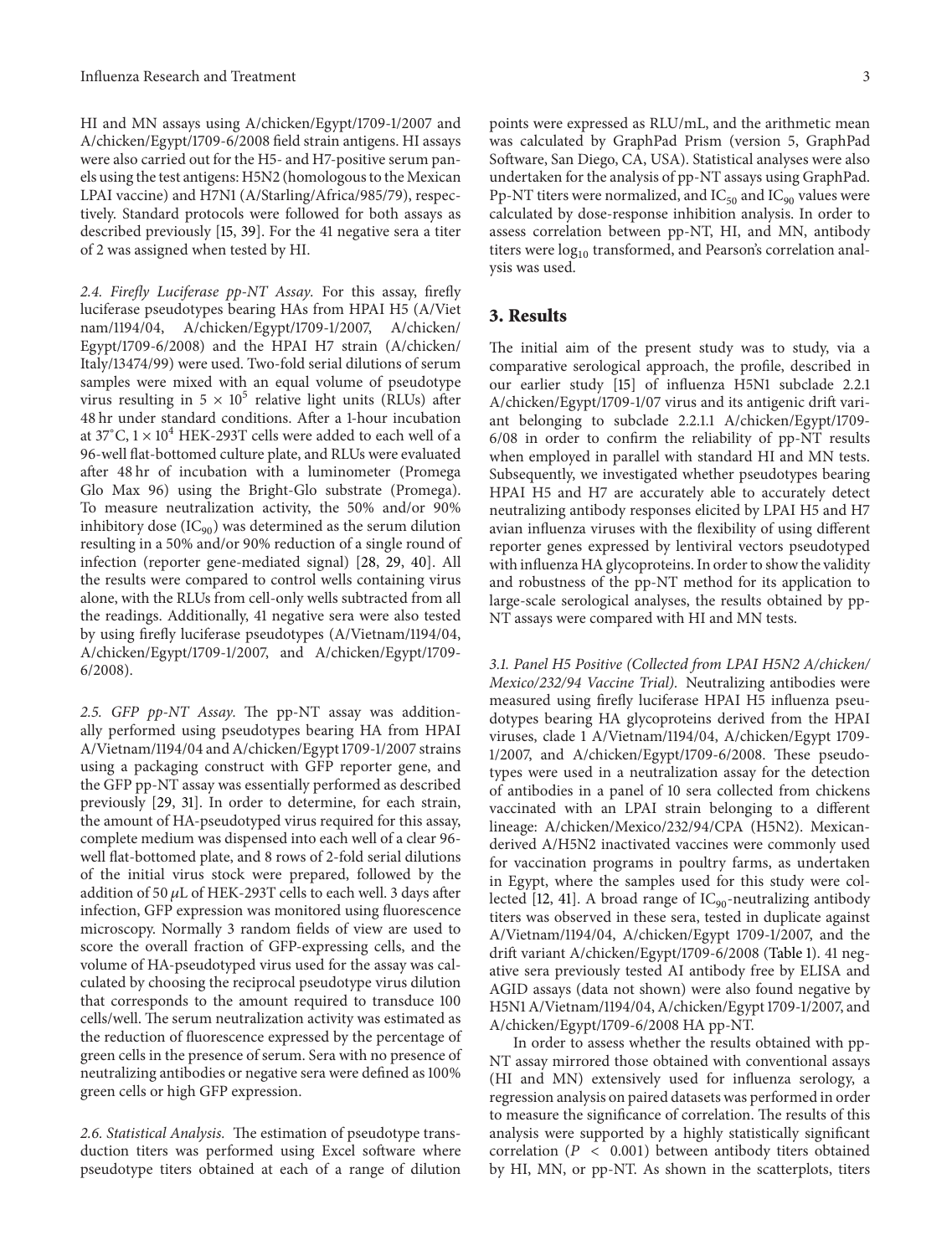HI and MN assays using A/chicken/Egypt/1709-1/2007 and A/chicken/Egypt/1709-6/2008 field strain antigens. HI assays were also carried out for the H5- and H7-positive serum panels using the test antigens: H5N2 (homologous to the Mexican LPAI vaccine) and H7N1 (A/Starling/Africa/985/79), respectively. Standard protocols were followed for both assays as described previously [15, 39]. For the 41 negative sera a titer of 2 was assigned when tested by HI.

*2.4. Firefly Luciferase pp-NT Assay.* For this assay, firefly luciferase pseudotypes bearing HAs from HPAI H5 (A/Viet nam/1194/04, A/chicken/Egypt/1709-1/2007, A/chicken/Egypt/1709-6/2008) and the HPAI H7 strain (A/chicken/Italy/13474/99) were used. Two-fold serial dilutions of serum samples were mixed with an equal volume of pseudotype virus resulting in $5 \times 10^5$ relative light units (RLUs) after 48 hr under standard conditions. After a 1-hour incubation at 37°C, $1 \times 10^4$ HEK-293T cells were added to each well of a 96-well flat-bottomed culture plate, and RLUs were evaluated after 48 hr of incubation with a luminometer (Promega Glo Max 96) using the Bright-Glo substrate (Promega). To measure neutralization activity, the 50% and/or 90% inhibitory dose ($IC_{90}$) was determined as the serum dilution resulting in a 50% and/or 90% reduction of a single round of infection (reporter gene-mediated signal) [28, 29, 40]. All the results were compared to control wells containing virus alone, with the RLUs from cell-only wells subtracted from all the readings. Additionally, 41 negative sera were also tested by using firefly luciferase pseudotypes (A/Vietnam/1194/04, A/chicken/Egypt/1709-1/2007, and A/chicken/Egypt/1709-6/2008).

*2.5. GFP pp-NT Assay.* The pp-NT assay was additionally performed using pseudotypes bearing HA from HPAI A/Vietnam/1194/04 and A/chicken/Egypt 1709-1/2007 strains using a packaging construct with GFP reporter gene, and the GFP pp-NT assay was essentially performed as described previously [29, 31]. In order to determine, for each strain, the amount of HA-pseudotyped virus required for this assay, complete medium was dispensed into each well of a clear 96-well flat-bottomed plate, and 8 rows of 2-fold serial dilutions of the initial virus stock were prepared, followed by the addition of 50 $\mu$L of HEK-293T cells to each well. 3 days after infection, GFP expression was monitored using fluorescence microscopy. Normally 3 random fields of view are used to score the overall fraction of GFP-expressing cells, and the volume of HA-pseudotyped virus used for the assay was calculated by choosing the reciprocal pseudotype virus dilution that corresponds to the amount required to transduce 100 cells/well. The serum neutralization activity was estimated as the reduction of fluorescence expressed by the percentage of green cells in the presence of serum. Sera with no presence of neutralizing antibodies or negative sera were defined as 100% green cells or high GFP expression.

*2.6. Statistical Analysis.* The estimation of pseudotype transduction titers was performed using Excel software where pseudotype titers obtained at each of a range of dilution points were expressed as RLU/mL, and the arithmetic mean was calculated by GraphPad Prism (version 5, GraphPad Software, San Diego, CA, USA). Statistical analyses were also undertaken for the analysis of pp-NT assays using GraphPad. Pp-NT titers were normalized, and $IC_{50}$ and $IC_{90}$ values were calculated by dose-response inhibition analysis. In order to assess correlation between pp-NT, HI, and MN, antibody titers were $\log_{10}$ transformed, and Pearson's correlation analysis was used.

## 3. Results

The initial aim of the present study was to study, via a comparative serological approach, the profile, described in our earlier study [15] of influenza H5N1 subclade 2.2.1 A/chicken/Egypt/1709-1/07 virus and its antigenic drift variant belonging to subclade 2.2.1.1 A/chicken/Egypt/1709-6/08 in order to confirm the reliability of pp-NT results when employed in parallel with standard HI and MN tests. Subsequently, we investigated whether pseudotypes bearing HPAI H5 and H7 are accurately able to accurately detect neutralizing antibody responses elicited by LPAI H5 and H7 avian influenza viruses with the flexibility of using different reporter genes expressed by lentiviral vectors pseudotyped with influenza HA glycoproteins. In order to show the validity and robustness of the pp-NT method for its application to large-scale serological analyses, the results obtained by pp-NT assays were compared with HI and MN tests.

*3.1. Panel H5 Positive (Collected from LPAI H5N2 A/chicken/Mexico/232/94 Vaccine Trial).* Neutralizing antibodies were measured using firefly luciferase HPAI H5 influenza pseudotypes bearing HA glycoproteins derived from the HPAI viruses, clade 1 A/Vietnam/1194/04, A/chicken/Egypt 1709-1/2007, and A/chicken/Egypt/1709-6/2008. These pseudotypes were used in a neutralization assay for the detection of antibodies in a panel of 10 sera collected from chickens vaccinated with an LPAI strain belonging to a different lineage: A/chicken/Mexico/232/94/CPA (H5N2). Mexican-derived A/H5N2 inactivated vaccines were commonly used for vaccination programs in poultry farms, as undertaken in Egypt, where the samples used for this study were collected [12, 41]. A broad range of $IC_{90}$-neutralizing antibody titers was observed in these sera, tested in duplicate against A/Vietnam/1194/04, A/chicken/Egypt 1709-1/2007, and the drift variant A/chicken/Egypt/1709-6/2008 (Table 1). 41 negative sera previously tested AI antibody free by ELISA and AGID assays (data not shown) were also found negative by H5N1 A/Vietnam/1194/04, A/chicken/Egypt 1709-1/2007, and A/chicken/Egypt/1709-6/2008 HA pp-NT.

In order to assess whether the results obtained with pp-NT assay mirrored those obtained with conventional assays (HI and MN) extensively used for influenza serology, a regression analysis on paired datasets was performed in order to measure the significance of correlation. The results of this analysis were supported by a highly statistically significant correlation ($P < 0.001$) between antibody titers obtained by HI, MN, or pp-NT. As shown in the scatterplots, titers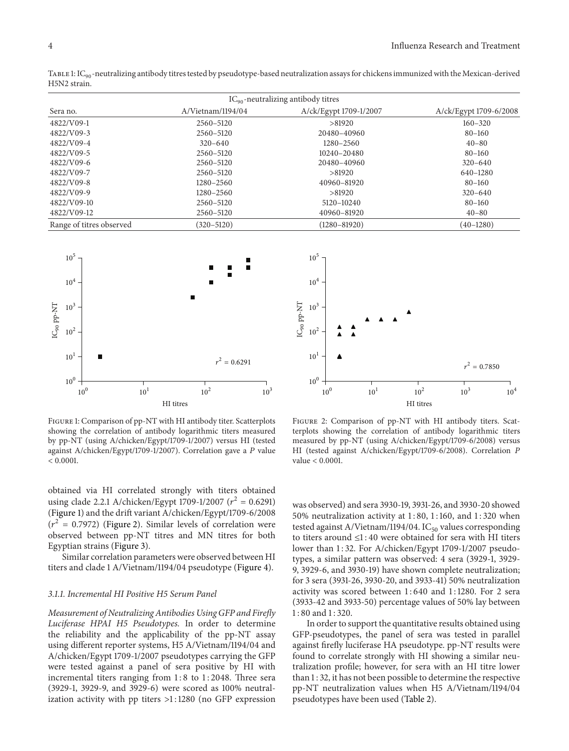Table 1: $IC_{90}$-neutralizing antibody titres tested by pseudotype-based neutralization assays for chickens immunized with the Mexican-derived H5N2 strain.

| Sera no. | $IC_{90}$-neutralizing antibody titres | | |
|---|---|---|---|
| | A/Vietnam/1194/04 | A/ck/Egypt 1709-1/2007 | A/ck/Egypt 1709-6/2008 |
| 4822/V09-1 | 2560–5120 | >81920 | 160–320 |
| 4822/V09-3 | 2560–5120 | 20480–40960 | 80–160 |
| 4822/V09-4 | 320–640 | 1280–2560 | 40–80 |
| 4822/V09-5 | 2560–5120 | 10240–20480 | 80–160 |
| 4822/V09-6 | 2560–5120 | 20480–40960 | 320–640 |
| 4822/V09-7 | 2560–5120 | >81920 | 640–1280 |
| 4822/V09-8 | 1280–2560 | 40960–81920 | 80–160 |
| 4822/V09-9 | 1280–2560 | >81920 | 320–640 |
| 4822/V09-10 | 2560–5120 | 5120–10240 | 80–160 |
| 4822/V09-12 | 2560–5120 | 40960–81920 | 40–80 |
| Range of titres observed | (320–5120) | (1280–81920) | (40–1280) |

Figure 1: Comparison of pp-NT with HI antibody titer. Scatterplots showing the correlation of antibody logarithmic titers measured by pp-NT (using A/chicken/Egypt/1709-1/2007) versus HI (tested against A/chicken/Egypt/1709-1/2007). Correlation gave a $P$ value $< 0.0001$.

Figure 2: Comparison of pp-NT with HI antibody titers. Scatterplots showing the correlation of antibody logarithmic titers measured by pp-NT (using A/chicken/Egypt/1709-6/2008) versus HI (tested against A/chicken/Egypt/1709-6/2008). Correlation $P$ value $< 0.0001$.

obtained via HI correlated strongly with titers obtained using clade 2.2.1 A/chicken/Egypt 1709-1/2007 ($r^2 = 0.6291$) (Figure 1) and the drift variant A/chicken/Egypt/1709-6/2008 ($r^2 = 0.7972$) (Figure 2). Similar levels of correlation were observed between pp-NT titres and MN titres for both Egyptian strains (Figure 3).

Similar correlation parameters were observed between HI titers and clade 1 A/Vietnam/1194/04 pseudotype (Figure 4).

### 3.1.1. Incremental HI Positive H5 Serum Panel

*Measurement of Neutralizing Antibodies Using GFP and Firefly Luciferase HPAI H5 Pseudotypes.* In order to determine the reliability and the applicability of the pp-NT assay using different reporter systems, H5 A/Vietnam/1194/04 and A/chicken/Egypt 1709-1/2007 pseudotypes carrying the GFP were tested against a panel of sera positive by HI with incremental titers ranging from 1 : 8 to 1 : 2048. Three sera (3929-1, 3929-9, and 3929-6) were scored as 100% neutralization activity with pp titers >1 : 1280 (no GFP expression was observed) and sera 3930-19, 3931-26, and 3930-20 showed 50% neutralization activity at 1 : 80, 1 : 160, and 1 : 320 when tested against A/Vietnam/1194/04. $IC_{50}$ values corresponding to titers around ≤1 : 40 were obtained for sera with HI titers lower than 1 : 32. For A/chicken/Egypt 1709-1/2007 pseudotypes, a similar pattern was observed: 4 sera (3929-1, 3929-9, 3929-6, and 3930-19) have shown complete neutralization; for 3 sera (3931-26, 3930-20, and 3933-41) 50% neutralization activity was scored between 1 : 640 and 1 : 1280. For 2 sera (3933-42 and 3933-50) percentage values of 50% lay between 1 : 80 and 1 : 320.

In order to support the quantitative results obtained using GFP-pseudotypes, the panel of sera was tested in parallel against firefly luciferase HA pseudotype. pp-NT results were found to correlate strongly with HI showing a similar neutralization profile; however, for sera with an HI titre lower than 1 : 32, it has not been possible to determine the respective pp-NT neutralization values when H5 A/Vietnam/1194/04 pseudotypes have been used (Table 2).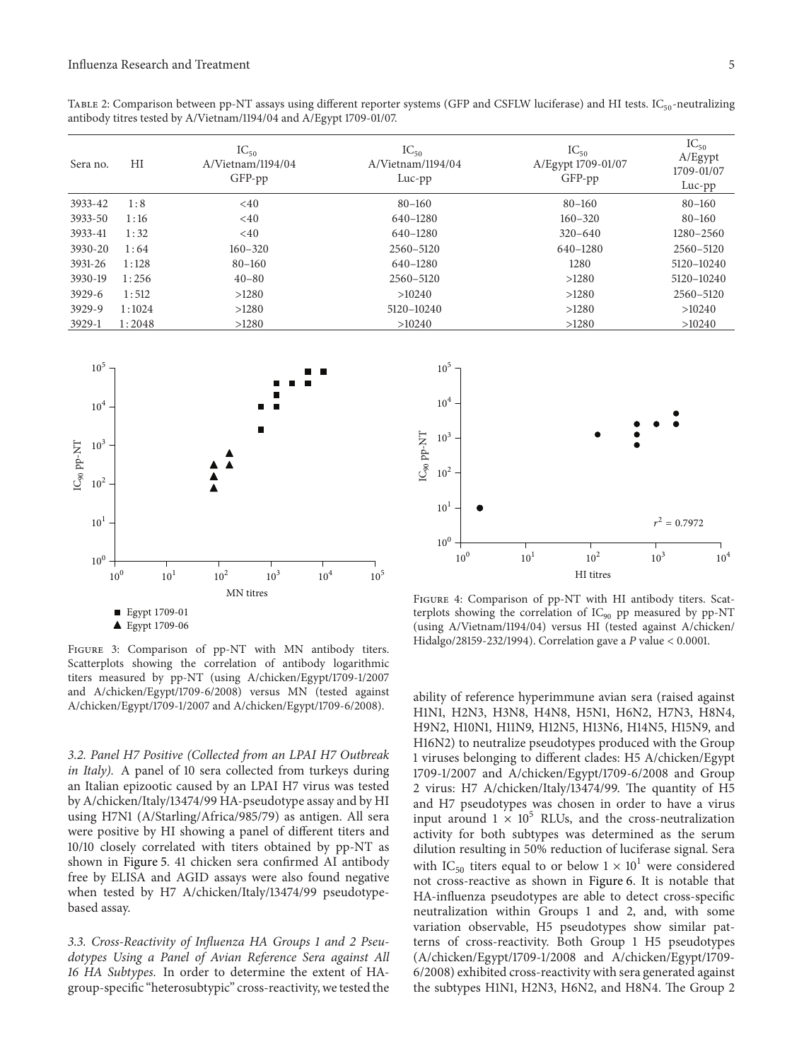Table 2: Comparison between pp-NT assays using different reporter systems (GFP and CSFLW luciferase) and HI tests. $IC_{50}$-neutralizing antibody titres tested by A/Vietnam/1194/04 and A/Egypt 1709-01/07.

| Sera no. | HI | $IC_{50}$ A/Vietnam/1194/04 GFP-pp | $IC_{50}$ A/Vietnam/1194/04 Luc-pp | $IC_{50}$ A/Egypt 1709-01/07 GFP-pp | $IC_{50}$ A/Egypt 1709-01/07 Luc-pp |
|---|---|---|---|---|---|
| 3933-42 | 1 : 8 | <40 | 80–160 | 80–160 | 80–160 |
| 3933-50 | 1 : 16 | <40 | 640–1280 | 160–320 | 80–160 |
| 3933-41 | 1 : 32 | <40 | 640–1280 | 320–640 | 1280–2560 |
| 3930-20 | 1 : 64 | 160–320 | 2560–5120 | 640–1280 | 2560–5120 |
| 3931-26 | 1 : 128 | 80–160 | 640–1280 | 1280 | 5120–10240 |
| 3930-19 | 1 : 256 | 40–80 | 2560–5120 | >1280 | 5120–10240 |
| 3929-6 | 1 : 512 | >1280 | >10240 | >1280 | 2560–5120 |
| 3929-9 | 1 : 1024 | >1280 | 5120–10240 | >1280 | >10240 |
| 3929-1 | 1 : 2048 | >1280 | >10240 | >1280 | >10240 |

Figure 3: Comparison of pp-NT with MN antibody titers. Scatterplots showing the correlation of antibody logarithmic titers measured by pp-NT (using A/chicken/Egypt/1709-1/2007 and A/chicken/Egypt/1709-6/2008) versus MN (tested against A/chicken/Egypt/1709-1/2007 and A/chicken/Egypt/1709-6/2008).

Figure 4: Comparison of pp-NT with HI antibody titers. Scatterplots showing the correlation of $IC_{90}$ pp measured by pp-NT (using A/Vietnam/1194/04) versus HI (tested against A/chicken/Hidalgo/28159-232/1994). Correlation gave a $P$ value < 0.0001.

*3.2. Panel H7 Positive (Collected from an LPAI H7 Outbreak in Italy).* A panel of 10 sera collected from turkeys during an Italian epizootic caused by an LPAI H7 virus was tested by A/chicken/Italy/13474/99 HA-pseudotype assay and by HI using H7N1 (A/Starling/Africa/985/79) as antigen. All sera were positive by HI showing a panel of different titers and 10/10 closely correlated with titers obtained by pp-NT as shown in Figure 5. 41 chicken sera confirmed AI antibody free by ELISA and AGID assays were also found negative when tested by H7 A/chicken/Italy/13474/99 pseudotype-based assay.

*3.3. Cross-Reactivity of Influenza HA Groups 1 and 2 Pseudotypes Using a Panel of Avian Reference Sera against All 16 HA Subtypes.* In order to determine the extent of HA-group-specific "heterosubtypic" cross-reactivity, we tested the ability of reference hyperimmune avian sera (raised against H1N1, H2N3, H3N8, H4N8, H5N1, H6N2, H7N3, H8N4, H9N2, H10N1, H11N9, H12N5, H13N6, H14N5, H15N9, and H16N2) to neutralize pseudotypes produced with the Group 1 viruses belonging to different clades: H5 A/chicken/Egypt 1709-1/2007 and A/chicken/Egypt/1709-6/2008 and Group 2 virus: H7 A/chicken/Italy/13474/99. The quantity of H5 and H7 pseudotypes was chosen in order to have a virus input around $1 \times 10^5$ RLUs, and the cross-neutralization activity for both subtypes was determined as the serum dilution resulting in 50% reduction of luciferase signal. Sera with $IC_{50}$ titers equal to or below $1 \times 10^1$ were considered not cross-reactive as shown in Figure 6. It is notable that HA-influenza pseudotypes are able to detect cross-specific neutralization within Groups 1 and 2, and, with some variation observable, H5 pseudotypes show similar patterns of cross-reactivity. Both Group 1 H5 pseudotypes (A/chicken/Egypt/1709-1/2008 and A/chicken/Egypt/1709-6/2008) exhibited cross-reactivity with sera generated against the subtypes H1N1, H2N3, H6N2, and H8N4. The Group 2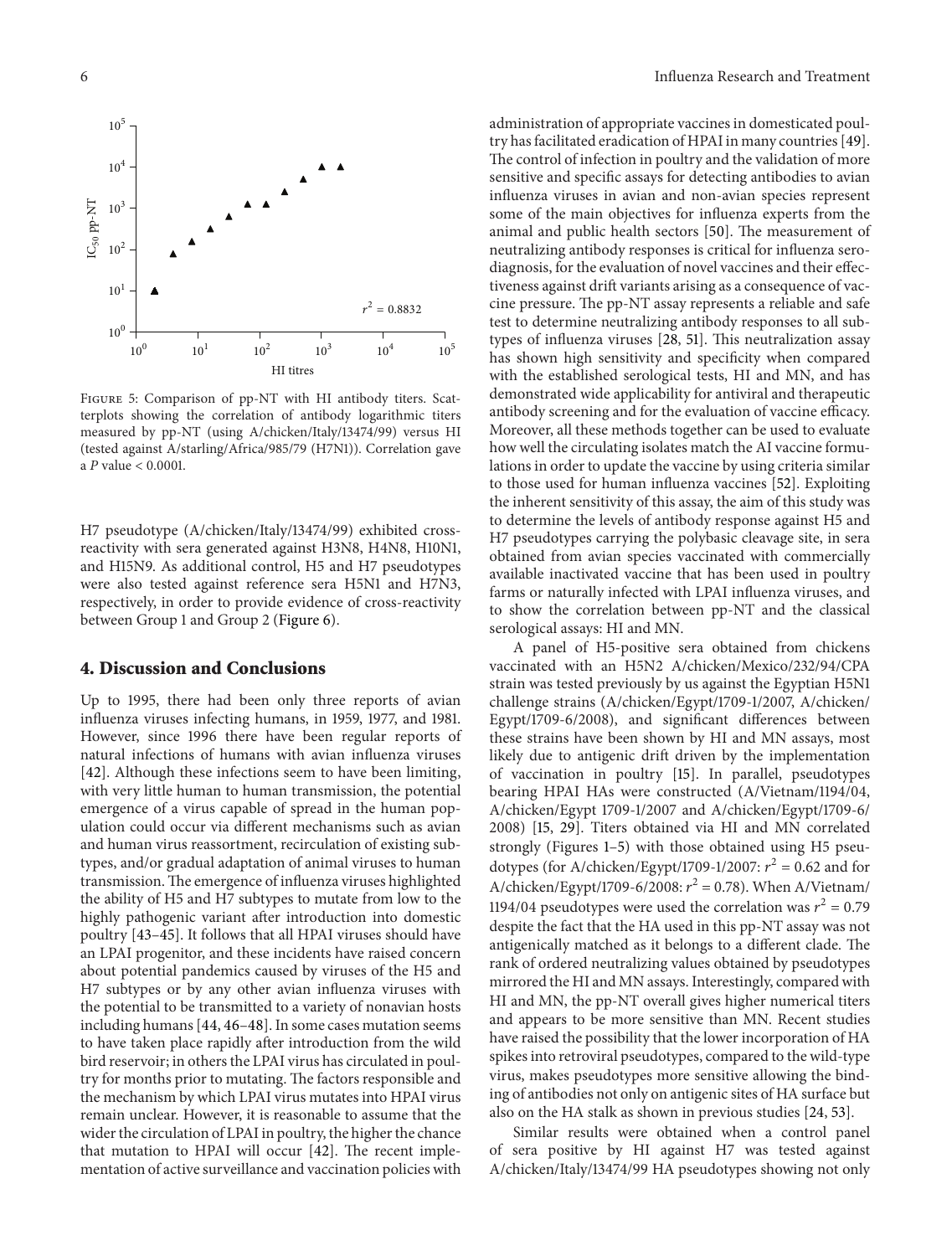Figure 5: Comparison of pp-NT with HI antibody titers. Scatterplots showing the correlation of antibody logarithmic titers measured by pp-NT (using A/chicken/Italy/13474/99) versus HI (tested against A/starling/Africa/985/79 (H7N1)). Correlation gave a $P$ value < 0.0001.

H7 pseudotype (A/chicken/Italy/13474/99) exhibited cross-reactivity with sera generated against H3N8, H4N8, H10N1, and H15N9. As additional control, H5 and H7 pseudotypes were also tested against reference sera H5N1 and H7N3, respectively, in order to provide evidence of cross-reactivity between Group 1 and Group 2 (Figure 6).

## 4. Discussion and Conclusions

Up to 1995, there had been only three reports of avian influenza viruses infecting humans, in 1959, 1977, and 1981. However, since 1996 there have been regular reports of natural infections of humans with avian influenza viruses [42]. Although these infections seem to have been limiting, with very little human to human transmission, the potential emergence of a virus capable of spread in the human population could occur via different mechanisms such as avian and human virus reassortment, recirculation of existing subtypes, and/or gradual adaptation of animal viruses to human transmission. The emergence of influenza viruses highlighted the ability of H5 and H7 subtypes to mutate from low to the highly pathogenic variant after introduction into domestic poultry [43–45]. It follows that all HPAI viruses should have an LPAI progenitor, and these incidents have raised concern about potential pandemics caused by viruses of the H5 and H7 subtypes or by any other avian influenza viruses with the potential to be transmitted to a variety of nonavian hosts including humans [44, 46–48]. In some cases mutation seems to have taken place rapidly after introduction from the wild bird reservoir; in others the LPAI virus has circulated in poultry for months prior to mutating. The factors responsible and the mechanism by which LPAI virus mutates into HPAI virus remain unclear. However, it is reasonable to assume that the wider the circulation of LPAI in poultry, the higher the chance that mutation to HPAI will occur [42]. The recent implementation of active surveillance and vaccination policies with administration of appropriate vaccines in domesticated poultry has facilitated eradication of HPAI in many countries [49]. The control of infection in poultry and the validation of more sensitive and specific assays for detecting antibodies to avian influenza viruses in avian and non-avian species represent some of the main objectives for influenza experts from the animal and public health sectors [50]. The measurement of neutralizing antibody responses is critical for influenza serodiagnosis, for the evaluation of novel vaccines and their effectiveness against drift variants arising as a consequence of vaccine pressure. The pp-NT assay represents a reliable and safe test to determine neutralizing antibody responses to all subtypes of influenza viruses [28, 51]. This neutralization assay has shown high sensitivity and specificity when compared with the established serological tests, HI and MN, and has demonstrated wide applicability for antiviral and therapeutic antibody screening and for the evaluation of vaccine efficacy. Moreover, all these methods together can be used to evaluate how well the circulating isolates match the AI vaccine formulations in order to update the vaccine by using criteria similar to those used for human influenza vaccines [52]. Exploiting the inherent sensitivity of this assay, the aim of this study was to determine the levels of antibody response against H5 and H7 pseudotypes carrying the polybasic cleavage site, in sera obtained from avian species vaccinated with commercially available inactivated vaccine that has been used in poultry farms or naturally infected with LPAI influenza viruses, and to show the correlation between pp-NT and the classical serological assays: HI and MN.

A panel of H5-positive sera obtained from chickens vaccinated with an H5N2 A/chicken/Mexico/232/94/CPA strain was tested previously by us against the Egyptian H5N1 challenge strains (A/chicken/Egypt/1709-1/2007, A/chicken/Egypt/1709-6/2008), and significant differences between these strains have been shown by HI and MN assays, most likely due to antigenic drift driven by the implementation of vaccination in poultry [15]. In parallel, pseudotypes bearing HPAI HAs were constructed (A/Vietnam/1194/04, A/chicken/Egypt 1709-1/2007 and A/chicken/Egypt/1709-6/2008) [15, 29]. Titers obtained via HI and MN correlated strongly (Figures 1–5) with those obtained using H5 pseudotypes (for A/chicken/Egypt/1709-1/2007: $r^2 = 0.62$ and for A/chicken/Egypt/1709-6/2008: $r^2 = 0.78$). When A/Vietnam/1194/04 pseudotypes were used the correlation was $r^2 = 0.79$ despite the fact that the HA used in this pp-NT assay was not antigenically matched as it belongs to a different clade. The rank of ordered neutralizing values obtained by pseudotypes mirrored the HI and MN assays. Interestingly, compared with HI and MN, the pp-NT overall gives higher numerical titers and appears to be more sensitive than MN. Recent studies have raised the possibility that the lower incorporation of HA spikes into retroviral pseudotypes, compared to the wild-type virus, makes pseudotypes more sensitive allowing the binding of antibodies not only on antigenic sites of HA surface but also on the HA stalk as shown in previous studies [24, 53].

Similar results were obtained when a control panel of sera positive by HI against H7 was tested against A/chicken/Italy/13474/99 HA pseudotypes showing not only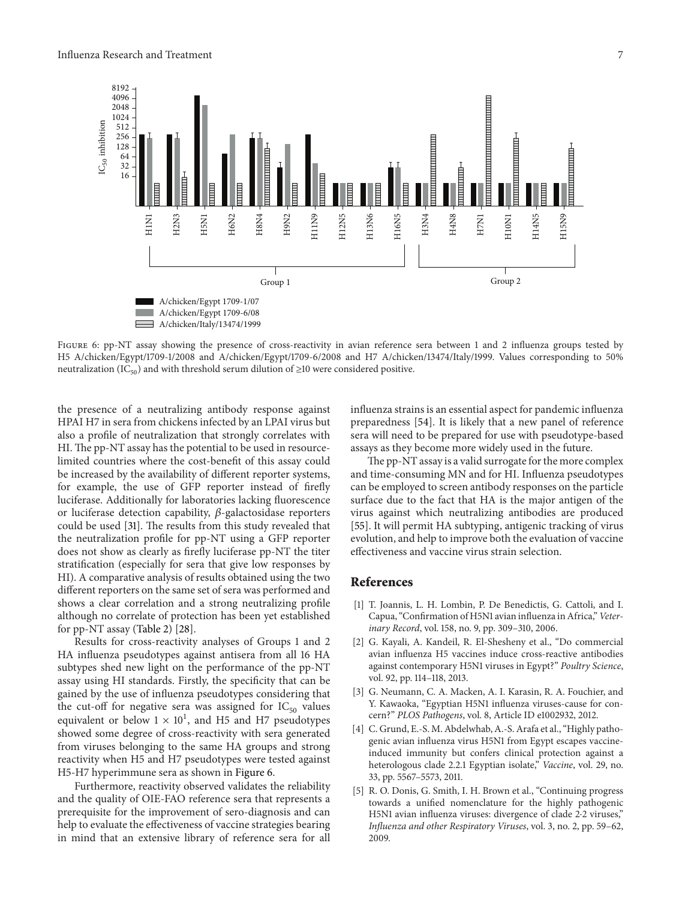Figure 6: pp-NT assay showing the presence of cross-reactivity in avian reference sera between 1 and 2 influenza groups tested by H5 A/chicken/Egypt/1709-1/2008 and A/chicken/Egypt/1709-6/2008 and H7 A/chicken/13474/Italy/1999. Values corresponding to 50% neutralization ($IC_{50}$) and with threshold serum dilution of ≥10 were considered positive.

the presence of a neutralizing antibody response against HPAI H7 in sera from chickens infected by an LPAI virus but also a profile of neutralization that strongly correlates with HI. The pp-NT assay has the potential to be used in resource-limited countries where the cost-benefit of this assay could be increased by the availability of different reporter systems, for example, the use of GFP reporter instead of firefly luciferase. Additionally for laboratories lacking fluorescence or luciferase detection capability, $\beta$-galactosidase reporters could be used [31]. The results from this study revealed that the neutralization profile for pp-NT using a GFP reporter does not show as clearly as firefly luciferase pp-NT the titer stratification (especially for sera that give low responses by HI). A comparative analysis of results obtained using the two different reporters on the same set of sera was performed and shows a clear correlation and a strong neutralizing profile although no correlate of protection has been yet established for pp-NT assay (Table 2) [28].

Results for cross-reactivity analyses of Groups 1 and 2 HA influenza pseudotypes against antisera from all 16 HA subtypes shed new light on the performance of the pp-NT assay using HI standards. Firstly, the specificity that can be gained by the use of influenza pseudotypes considering that the cut-off for negative sera was assigned for $IC_{50}$ values equivalent or below $1 \times 10^1$, and H5 and H7 pseudotypes showed some degree of cross-reactivity with sera generated from viruses belonging to the same HA groups and strong reactivity when H5 and H7 pseudotypes were tested against H5-H7 hyperimmune sera as shown in Figure 6.

Furthermore, reactivity observed validates the reliability and the quality of OIE-FAO reference sera that represents a prerequisite for the improvement of sero-diagnosis and can help to evaluate the effectiveness of vaccine strategies bearing in mind that an extensive library of reference sera for all influenza strains is an essential aspect for pandemic influenza preparedness [54]. It is likely that a new panel of reference sera will need to be prepared for use with pseudotype-based assays as they become more widely used in the future.

The pp-NT assay is a valid surrogate for the more complex and time-consuming MN and for HI. Influenza pseudotypes can be employed to screen antibody responses on the particle surface due to the fact that HA is the major antigen of the virus against which neutralizing antibodies are produced [55]. It will permit HA subtyping, antigenic tracking of virus evolution, and help to improve both the evaluation of vaccine effectiveness and vaccine virus strain selection.

## References

[1] T. Joannis, L. H. Lombin, P. De Benedictis, G. Cattoli, and I. Capua, "Confirmation of H5N1 avian influenza in Africa," *Veterinary Record*, vol. 158, no. 9, pp. 309–310, 2006.

[2] G. Kayali, A. Kandeil, R. El-Shesheny et al., "Do commercial avian influenza H5 vaccines induce cross-reactive antibodies against contemporary H5N1 viruses in Egypt?" *Poultry Science*, vol. 92, pp. 114–118, 2013.

[3] G. Neumann, C. A. Macken, A. I. Karasin, R. A. Fouchier, and Y. Kawaoka, "Egyptian H5N1 influenza viruses-cause for concern?" *PLOS Pathogens*, vol. 8, Article ID e1002932, 2012.

[4] C. Grund, E.-S. M. Abdelwhab, A.-S. Arafa et al., "Highly pathogenic avian influenza virus H5N1 from Egypt escapes vaccine-induced immunity but confers clinical protection against a heterologous clade 2.2.1 Egyptian isolate," *Vaccine*, vol. 29, no. 33, pp. 5567–5573, 2011.

[5] R. O. Donis, G. Smith, I. H. Brown et al., "Continuing progress towards a unified nomenclature for the highly pathogenic H5N1 avian influenza viruses: divergence of clade 2·2 viruses," *Influenza and other Respiratory Viruses*, vol. 3, no. 2, pp. 59–62, 2009.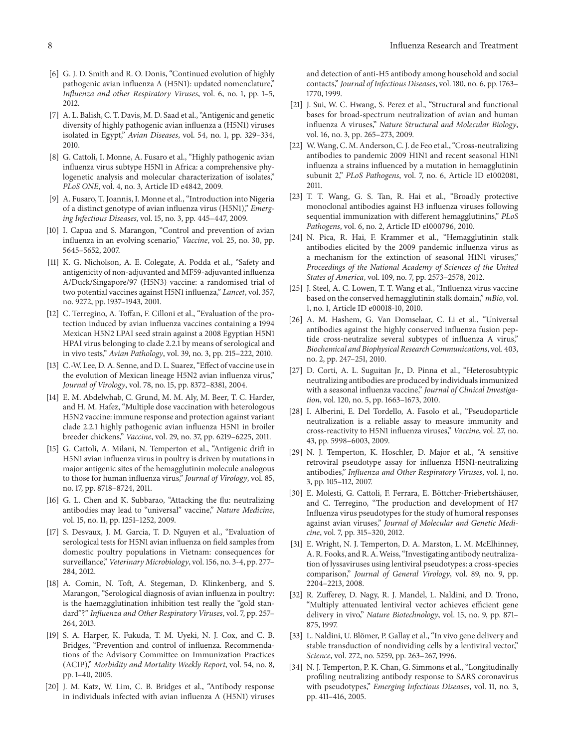[6] G. J. D. Smith and R. O. Donis, "Continued evolution of highly pathogenic avian influenza A (H5N1): updated nomenclature," *Influenza and other Respiratory Viruses*, vol. 6, no. 1, pp. 1–5, 2012.

[7] A. L. Balish, C. T. Davis, M. D. Saad et al., "Antigenic and genetic diversity of highly pathogenic avian influenza a (H5N1) viruses isolated in Egypt," *Avian Diseases*, vol. 54, no. 1, pp. 329–334, 2010.

[8] G. Cattoli, I. Monne, A. Fusaro et al., "Highly pathogenic avian influenza virus subtype H5N1 in Africa: a comprehensive phylogenetic analysis and molecular characterization of isolates," *PLoS ONE*, vol. 4, no. 3, Article ID e4842, 2009.

[9] A. Fusaro, T. Joannis, I. Monne et al., "Introduction into Nigeria of a distinct genotype of avian influenza virus (H5N1)," *Emerging Infectious Diseases*, vol. 15, no. 3, pp. 445–447, 2009.

[10] I. Capua and S. Marangon, "Control and prevention of avian influenza in an evolving scenario," *Vaccine*, vol. 25, no. 30, pp. 5645–5652, 2007.

[11] K. G. Nicholson, A. E. Colegate, A. Podda et al., "Safety and antigenicity of non-adjuvanted and MF59-adjuvanted influenza A/Duck/Singapore/97 (H5N3) vaccine: a randomised trial of two potential vaccines against H5N1 influenza," *Lancet*, vol. 357, no. 9272, pp. 1937–1943, 2001.

[12] C. Terregino, A. Toffan, F. Cilloni et al., "Evaluation of the protection induced by avian influenza vaccines containing a 1994 Mexican H5N2 LPAI seed strain against a 2008 Egyptian H5N1 HPAI virus belonging to clade 2.2.1 by means of serological and in vivo tests," *Avian Pathology*, vol. 39, no. 3, pp. 215–222, 2010.

[13] C.-W. Lee, D. A. Senne, and D. L. Suarez, "Effect of vaccine use in the evolution of Mexican lineage H5N2 avian influenza virus," *Journal of Virology*, vol. 78, no. 15, pp. 8372–8381, 2004.

[14] E. M. Abdelwhab, C. Grund, M. M. Aly, M. Beer, T. C. Harder, and H. M. Hafez, "Multiple dose vaccination with heterologous H5N2 vaccine: immune response and protection against variant clade 2.2.1 highly pathogenic avian influenza H5N1 in broiler breeder chickens," *Vaccine*, vol. 29, no. 37, pp. 6219–6225, 2011.

[15] G. Cattoli, A. Milani, N. Temperton et al., "Antigenic drift in H5N1 avian influenza virus in poultry is driven by mutations in major antigenic sites of the hemagglutinin molecule analogous to those for human influenza virus," *Journal of Virology*, vol. 85, no. 17, pp. 8718–8724, 2011.

[16] G. L. Chen and K. Subbarao, "Attacking the flu: neutralizing antibodies may lead to "universal" vaccine," *Nature Medicine*, vol. 15, no. 11, pp. 1251–1252, 2009.

[17] S. Desvaux, J. M. Garcia, T. D. Nguyen et al., "Evaluation of serological tests for H5N1 avian influenza on field samples from domestic poultry populations in Vietnam: consequences for surveillance," *Veterinary Microbiology*, vol. 156, no. 3-4, pp. 277–284, 2012.

[18] A. Comin, N. Toft, A. Stegeman, D. Klinkenberg, and S. Marangon, "Serological diagnosis of avian influenza in poultry: is the haemagglutination inhibition test really the "gold standard"?" *Influenza and Other Respiratory Viruses*, vol. 7, pp. 257–264, 2013.

[19] S. A. Harper, K. Fukuda, T. M. Uyeki, N. J. Cox, and C. B. Bridges, "Prevention and control of influenza. Recommendations of the Advisory Committee on Immunization Practices (ACIP)," *Morbidity and Mortality Weekly Report*, vol. 54, no. 8, pp. 1–40, 2005.

[20] J. M. Katz, W. Lim, C. B. Bridges et al., "Antibody response in individuals infected with avian influenza A (H5N1) viruses and detection of anti-H5 antibody among household and social contacts," *Journal of Infectious Diseases*, vol. 180, no. 6, pp. 1763–1770, 1999.

[21] J. Sui, W. C. Hwang, S. Perez et al., "Structural and functional bases for broad-spectrum neutralization of avian and human influenza A viruses," *Nature Structural and Molecular Biology*, vol. 16, no. 3, pp. 265–273, 2009.

[22] W. Wang, C. M. Anderson, C. J. de Feo et al., "Cross-neutralizing antibodies to pandemic 2009 H1N1 and recent seasonal H1N1 influenza a strains influenced by a mutation in hemagglutinin subunit 2," *PLoS Pathogens*, vol. 7, no. 6, Article ID e1002081, 2011.

[23] T. T. Wang, G. S. Tan, R. Hai et al., "Broadly protective monoclonal antibodies against H3 influenza viruses following sequential immunization with different hemagglutinins," *PLoS Pathogens*, vol. 6, no. 2, Article ID e1000796, 2010.

[24] N. Pica, R. Hai, F. Krammer et al., "Hemagglutinin stalk antibodies elicited by the 2009 pandemic influenza virus as a mechanism for the extinction of seasonal H1N1 viruses," *Proceedings of the National Academy of Sciences of the United States of America*, vol. 109, no. 7, pp. 2573–2578, 2012.

[25] J. Steel, A. C. Lowen, T. T. Wang et al., "Influenza virus vaccine based on the conserved hemagglutinin stalk domain," *mBio*, vol. 1, no. 1, Article ID e00018-10, 2010.

[26] A. M. Hashem, G. Van Domselaar, C. Li et al., "Universal antibodies against the highly conserved influenza fusion peptide cross-neutralize several subtypes of influenza A virus," *Biochemical and Biophysical Research Communications*, vol. 403, no. 2, pp. 247–251, 2010.

[27] D. Corti, A. L. Suguitan Jr., D. Pinna et al., "Heterosubtypic neutralizing antibodies are produced by individuals immunized with a seasonal influenza vaccine," *Journal of Clinical Investigation*, vol. 120, no. 5, pp. 1663–1673, 2010.

[28] I. Alberini, E. Del Tordello, A. Fasolo et al., "Pseudoparticle neutralization is a reliable assay to measure immunity and cross-reactivity to H5N1 influenza viruses," *Vaccine*, vol. 27, no. 43, pp. 5998–6003, 2009.

[29] N. J. Temperton, K. Hoschler, D. Major et al., "A sensitive retroviral pseudotype assay for influenza H5N1-neutralizing antibodies," *Influenza and Other Respiratory Viruses*, vol. 1, no. 3, pp. 105–112, 2007.

[30] E. Molesti, G. Cattoli, F. Ferrara, E. Böttcher-Friebertshäuser, and C. Terregino, "The production and development of H7 Influenza virus pseudotypes for the study of humoral responses against avian viruses," *Journal of Molecular and Genetic Medicine*, vol. 7, pp. 315–320, 2012.

[31] E. Wright, N. J. Temperton, D. A. Marston, L. M. McElhinney, A. R. Fooks, and R. A. Weiss, "Investigating antibody neutralization of lyssaviruses using lentiviral pseudotypes: a cross-species comparison," *Journal of General Virology*, vol. 89, no. 9, pp. 2204–2213, 2008.

[32] R. Zufferey, D. Nagy, R. J. Mandel, L. Naldini, and D. Trono, "Multiply attenuated lentiviral vector achieves efficient gene delivery in vivo," *Nature Biotechnology*, vol. 15, no. 9, pp. 871–875, 1997.

[33] L. Naldini, U. Blömer, P. Gallay et al., "In vivo gene delivery and stable transduction of nondividing cells by a lentiviral vector," *Science*, vol. 272, no. 5259, pp. 263–267, 1996.

[34] N. J. Temperton, P. K. Chan, G. Simmons et al., "Longitudinally profiling neutralizing antibody response to SARS coronavirus with pseudotypes," *Emerging Infectious Diseases*, vol. 11, no. 3, pp. 411–416, 2005.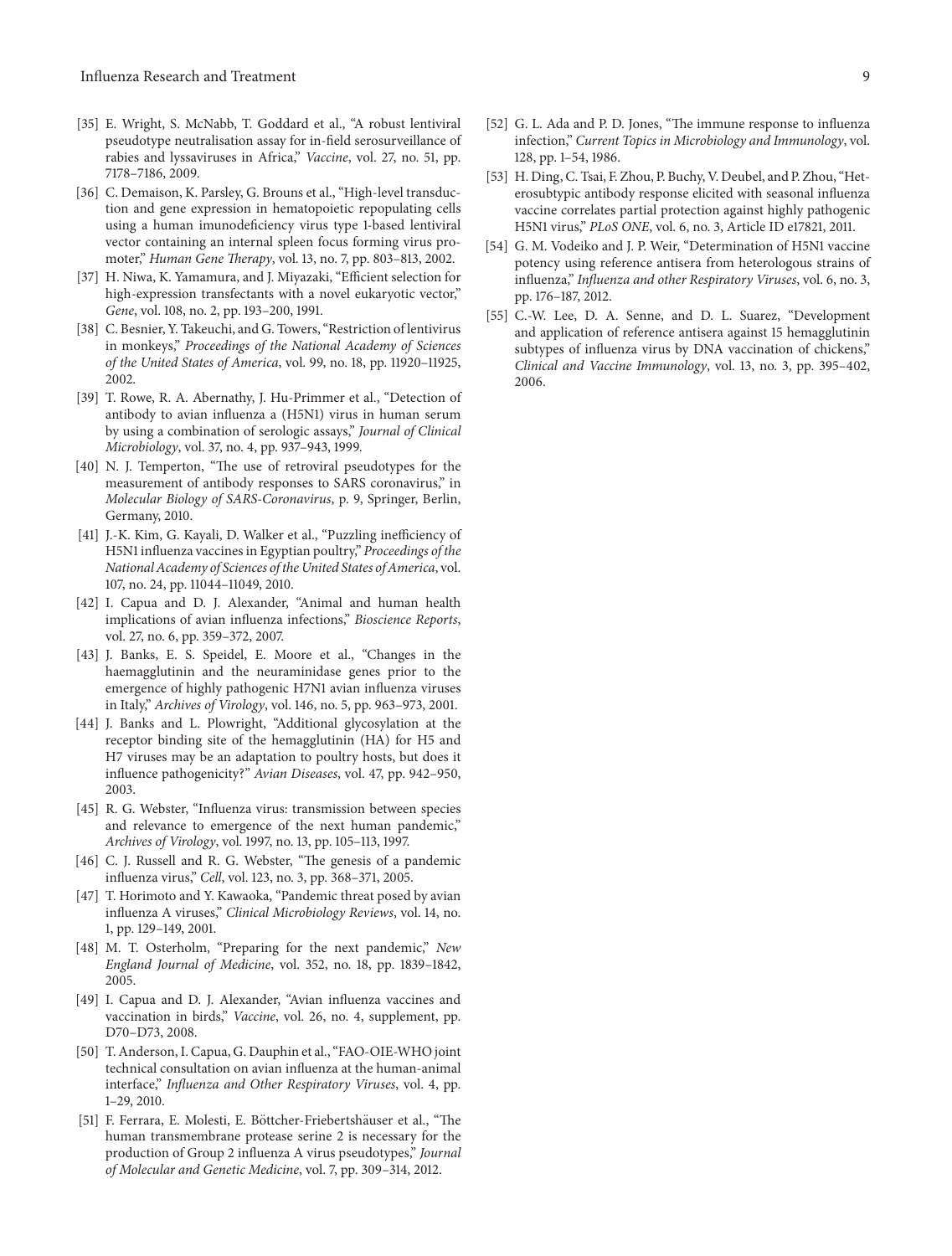[35] E. Wright, S. McNabb, T. Goddard et al., "A robust lentiviral pseudotype neutralisation assay for in-field serosurveillance of rabies and lyssaviruses in Africa," *Vaccine*, vol. 27, no. 51, pp. 7178–7186, 2009.

[36] C. Demaison, K. Parsley, G. Brouns et al., "High-level transduction and gene expression in hematopoietic repopulating cells using a human imunodeficiency virus type 1-based lentiviral vector containing an internal spleen focus forming virus promoter," *Human Gene Therapy*, vol. 13, no. 7, pp. 803–813, 2002.

[37] H. Niwa, K. Yamamura, and J. Miyazaki, "Efficient selection for high-expression transfectants with a novel eukaryotic vector," *Gene*, vol. 108, no. 2, pp. 193–200, 1991.

[38] C. Besnier, Y. Takeuchi, and G. Towers, "Restriction of lentivirus in monkeys," *Proceedings of the National Academy of Sciences of the United States of America*, vol. 99, no. 18, pp. 11920–11925, 2002.

[39] T. Rowe, R. A. Abernathy, J. Hu-Primmer et al., "Detection of antibody to avian influenza a (H5N1) virus in human serum by using a combination of serologic assays," *Journal of Clinical Microbiology*, vol. 37, no. 4, pp. 937–943, 1999.

[40] N. J. Temperton, "The use of retroviral pseudotypes for the measurement of antibody responses to SARS coronavirus," in *Molecular Biology of SARS-Coronavirus*, p. 9, Springer, Berlin, Germany, 2010.

[41] J.-K. Kim, G. Kayali, D. Walker et al., "Puzzling inefficiency of H5N1 influenza vaccines in Egyptian poultry," *Proceedings of the National Academy of Sciences of the United States of America*, vol. 107, no. 24, pp. 11044–11049, 2010.

[42] I. Capua and D. J. Alexander, "Animal and human health implications of avian influenza infections," *Bioscience Reports*, vol. 27, no. 6, pp. 359–372, 2007.

[43] J. Banks, E. S. Speidel, E. Moore et al., "Changes in the haemagglutinin and the neuraminidase genes prior to the emergence of highly pathogenic H7N1 avian influenza viruses in Italy," *Archives of Virology*, vol. 146, no. 5, pp. 963–973, 2001.

[44] J. Banks and L. Plowright, "Additional glycosylation at the receptor binding site of the hemagglutinin (HA) for H5 and H7 viruses may be an adaptation to poultry hosts, but does it influence pathogenicity?" *Avian Diseases*, vol. 47, pp. 942–950, 2003.

[45] R. G. Webster, "Influenza virus: transmission between species and relevance to emergence of the next human pandemic," *Archives of Virology*, vol. 1997, no. 13, pp. 105–113, 1997.

[46] C. J. Russell and R. G. Webster, "The genesis of a pandemic influenza virus," *Cell*, vol. 123, no. 3, pp. 368–371, 2005.

[47] T. Horimoto and Y. Kawaoka, "Pandemic threat posed by avian influenza A viruses," *Clinical Microbiology Reviews*, vol. 14, no. 1, pp. 129–149, 2001.

[48] M. T. Osterholm, "Preparing for the next pandemic," *New England Journal of Medicine*, vol. 352, no. 18, pp. 1839–1842, 2005.

[49] I. Capua and D. J. Alexander, "Avian influenza vaccines and vaccination in birds," *Vaccine*, vol. 26, no. 4, supplement, pp. D70–D73, 2008.

[50] T. Anderson, I. Capua, G. Dauphin et al., "FAO-OIE-WHO joint technical consultation on avian influenza at the human-animal interface," *Influenza and Other Respiratory Viruses*, vol. 4, pp. 1–29, 2010.

[51] F. Ferrara, E. Molesti, E. Böttcher-Friebertshäuser et al., "The human transmembrane protease serine 2 is necessary for the production of Group 2 influenza A virus pseudotypes," *Journal of Molecular and Genetic Medicine*, vol. 7, pp. 309–314, 2012.

[52] G. L. Ada and P. D. Jones, "The immune response to influenza infection," *Current Topics in Microbiology and Immunology*, vol. 128, pp. 1–54, 1986.

[53] H. Ding, C. Tsai, F. Zhou, P. Buchy, V. Deubel, and P. Zhou, "Heterosubtypic antibody response elicited with seasonal influenza vaccine correlates partial protection against highly pathogenic H5N1 virus," *PLoS ONE*, vol. 6, no. 3, Article ID e17821, 2011.

[54] G. M. Vodeiko and J. P. Weir, "Determination of H5N1 vaccine potency using reference antisera from heterologous strains of influenza," *Influenza and other Respiratory Viruses*, vol. 6, no. 3, pp. 176–187, 2012.

[55] C.-W. Lee, D. A. Senne, and D. L. Suarez, "Development and application of reference antisera against 15 hemagglutinin subtypes of influenza virus by DNA vaccination of chickens," *Clinical and Vaccine Immunology*, vol. 13, no. 3, pp. 395–402, 2006.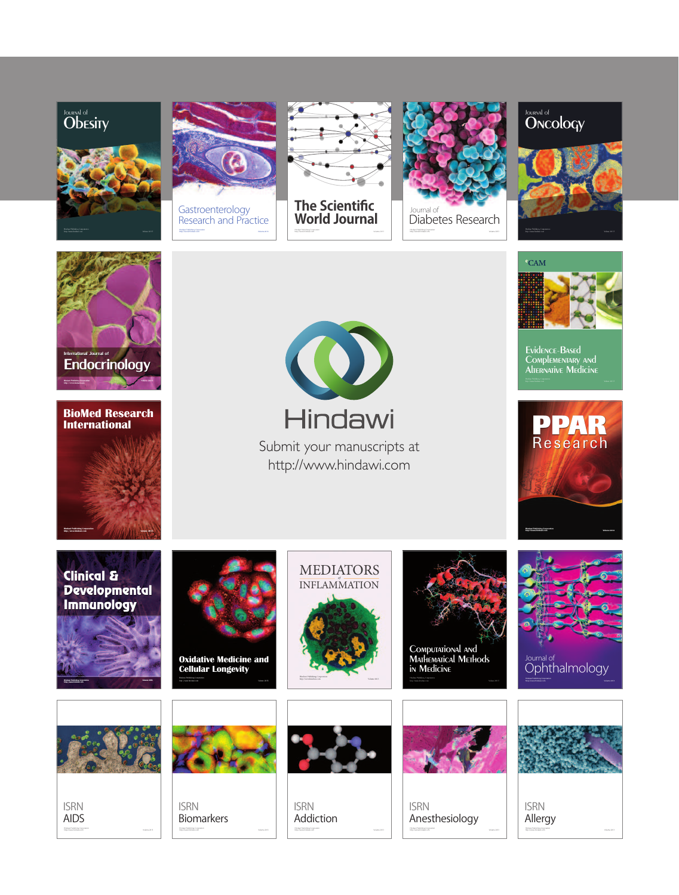Hindawi

Submit your manuscripts at
http://www.hindawi.com